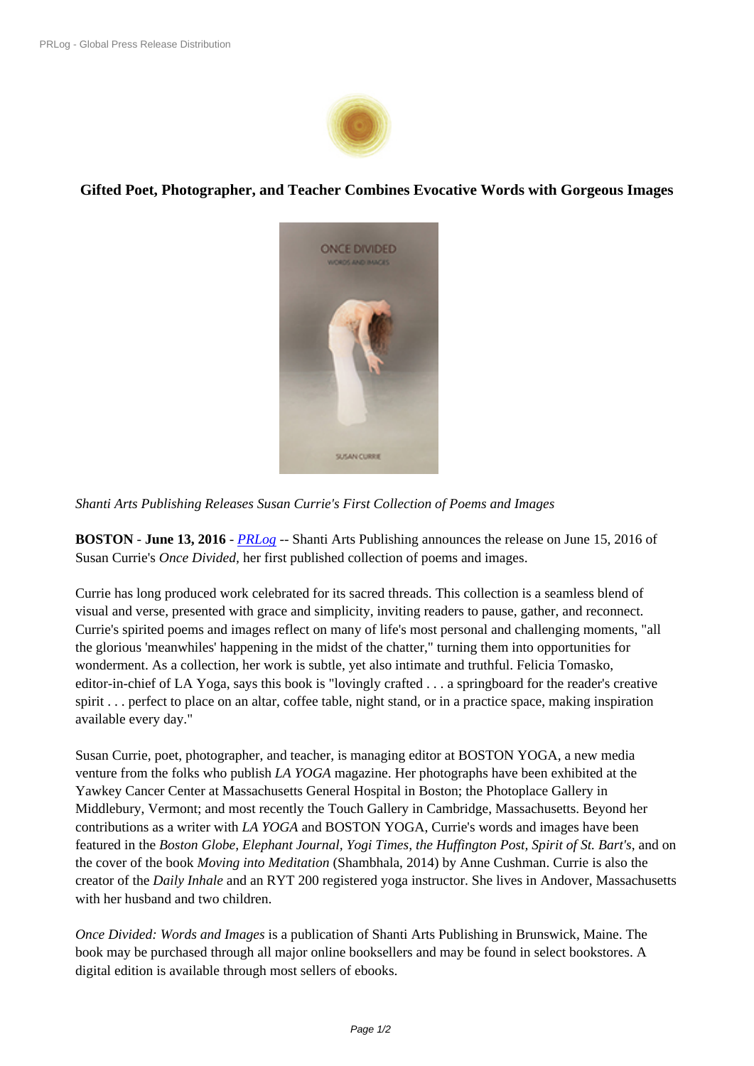## Gifted Poet, Photographer, and Teacher Combines Evocative Words with Gorgeous Images

*Shanti Arts Publishing Releases Susan Currie's First Collection of Poems and Images*

**BOSTON** - **June 13, 2016** - *PRLog* -- Shanti Arts Publishing announces the release on June 15, 2016 of Susan Currie's *Once Divided,* her first published collection of poems and images.

Currie has long produced work celebrated for its sacred threads. This collection is a seamless blend of visual and verse, presented with grace and simplicity, inviting readers to pause, gather, and reconnect. Currie's spirited poems and images reflect on many of life's most personal and challenging moments, "all the glorious 'meanwhiles' happening in the midst of the chatter," turning them into opportunities for wonderment. As a collection, her work is subtle, yet also intimate and truthful. Felicia Tomasko, editor-in-chief of LA Yoga, says this book is "lovingly crafted . . . a springboard for the reader's creative spirit . . . perfect to place on an altar, coffee table, night stand, or in a practice space, making inspiration available every day."

Susan Currie, poet, photographer, and teacher, is managing editor at BOSTON YOGA, a new media venture from the folks who publish *LA YOGA* magazine. Her photographs have been exhibited at the Yawkey Cancer Center at Massachusetts General Hospital in Boston; the Photoplace Gallery in Middlebury, Vermont; and most recently the Touch Gallery in Cambridge, Massachusetts. Beyond her contributions as a writer with *LA YOGA* and BOSTON YOGA, Currie's words and images have been featured in the *Boston Globe, Elephant Journal, Yogi Times, the Huffington Post, Spirit of St. Bart's*, and on the cover of the book *Moving into Meditation* (Shambhala, 2014) by Anne Cushman. Currie is also the creator of the *Daily Inhale* and an RYT 200 registered yoga instructor. She lives in Andover, Massachusetts with her husband and two children.

*Once Divided: Words and Images* is a publication of Shanti Arts Publishing in Brunswick, Maine. The book may be purchased through all major online booksellers and may be found in select bookstores. A digital edition is available through most sellers of ebooks.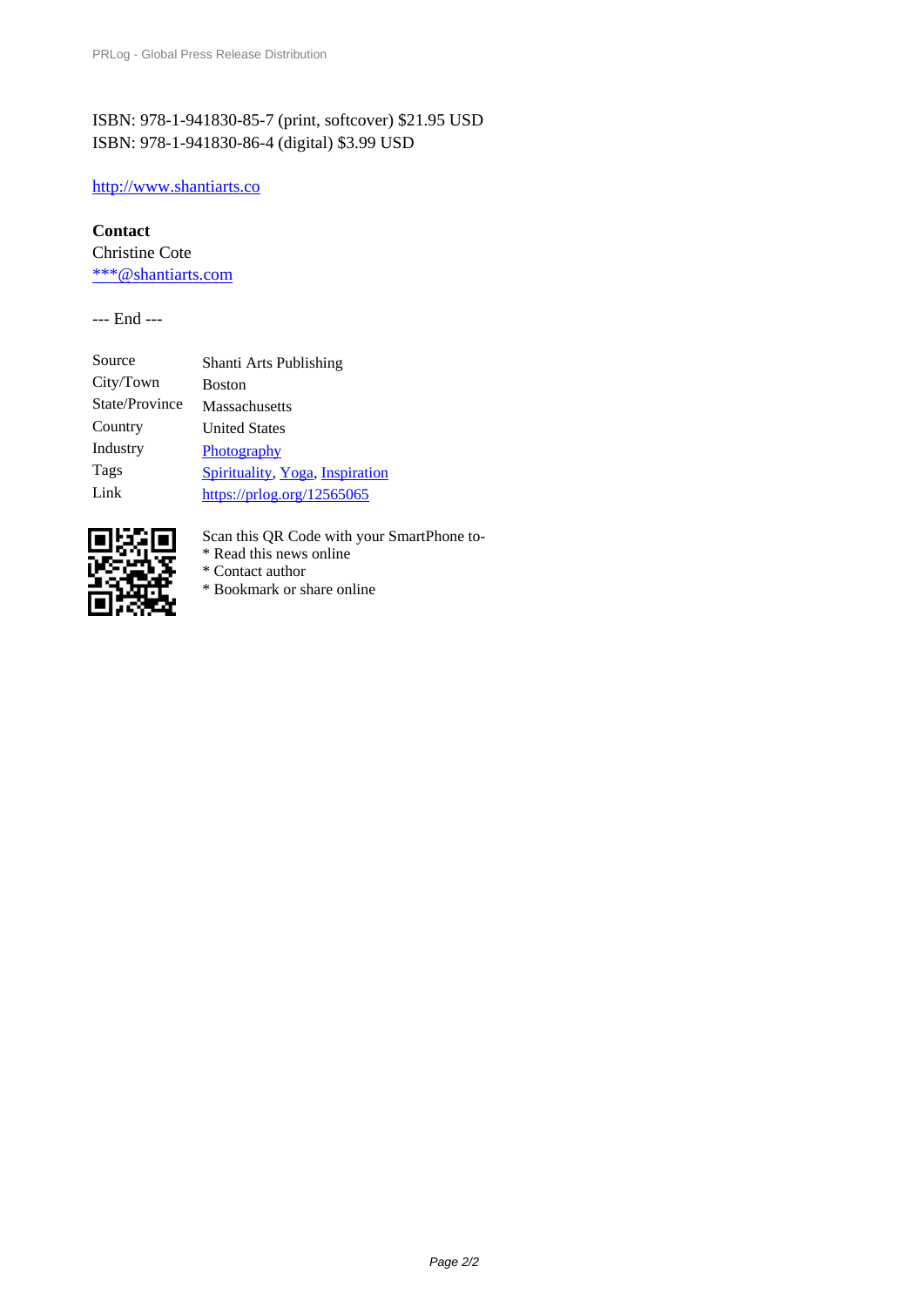ISBN: 978-1-941830-85-7 (print, softcover) $21.95 USD
ISBN: 978-1-941830-86-4 (digital) $3.99 USD

http://www.shantiarts.co

**Contact**
Christine Cote
***@shantiarts.com

--- End ---

| | |
|---|---|
| Source | Shanti Arts Publishing |
| City/Town | Boston |
| State/Province | Massachusetts |
| Country | United States |
| Industry | Photography |
| Tags | Spirituality, Yoga, Inspiration |
| Link | https://prlog.org/12565065 |

Scan this QR Code with your SmartPhone to-
* Read this news online
* Contact author
* Bookmark or share online